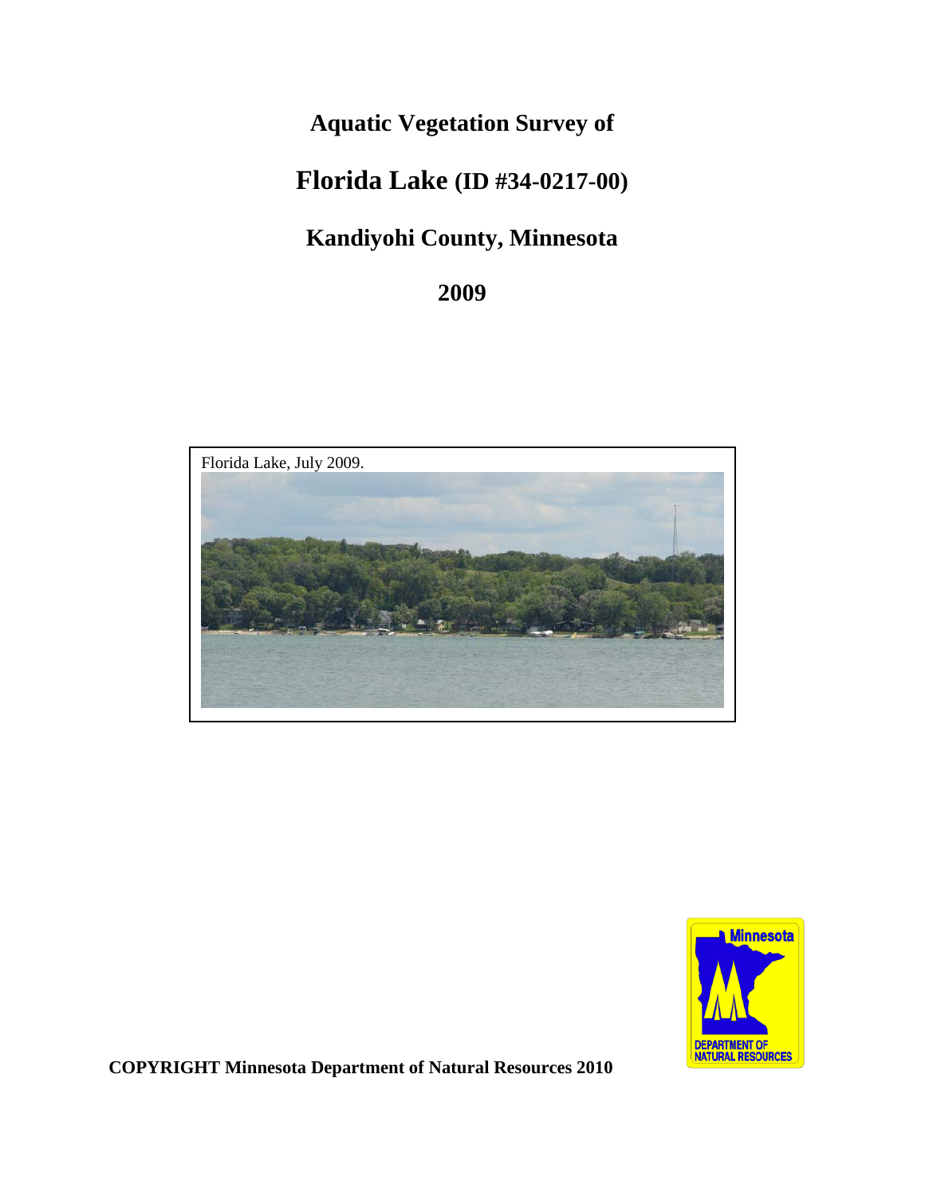# Aquatic Vegetation Survey of

# Florida Lake (ID #34-0217-00)

## Kandiyohi County, Minnesota

## 2009

Florida Lake, July 2009.

**COPYRIGHT Minnesota Department of Natural Resources 2010**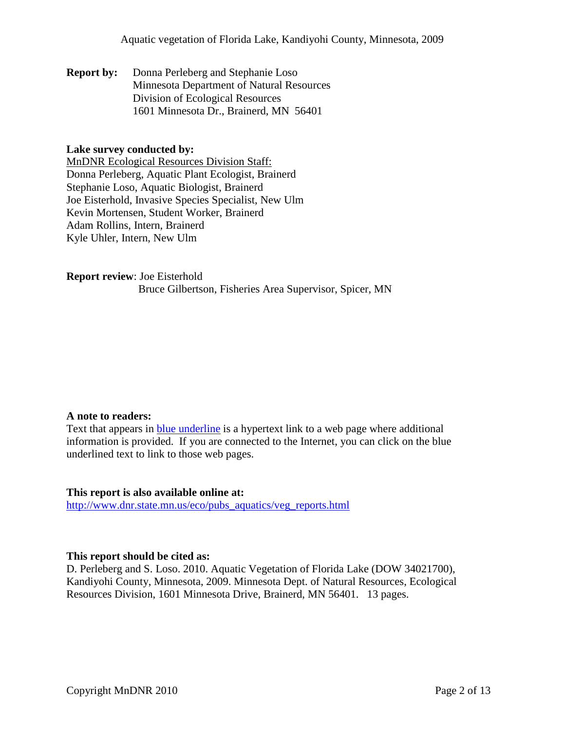**Report by:** Donna Perleberg and Stephanie Loso
Minnesota Department of Natural Resources
Division of Ecological Resources
1601 Minnesota Dr., Brainerd, MN 56401

**Lake survey conducted by:**
MnDNR Ecological Resources Division Staff:
Donna Perleberg, Aquatic Plant Ecologist, Brainerd
Stephanie Loso, Aquatic Biologist, Brainerd
Joe Eisterhold, Invasive Species Specialist, New Ulm
Kevin Mortensen, Student Worker, Brainerd
Adam Rollins, Intern, Brainerd
Kyle Uhler, Intern, New Ulm

**Report review**: Joe Eisterhold
Bruce Gilbertson, Fisheries Area Supervisor, Spicer, MN

**A note to readers:**
Text that appears in blue underline is a hypertext link to a web page where additional information is provided. If you are connected to the Internet, you can click on the blue underlined text to link to those web pages.

**This report is also available online at:**
http://www.dnr.state.mn.us/eco/pubs_aquatics/veg_reports.html

**This report should be cited as:**
D. Perleberg and S. Loso. 2010. Aquatic Vegetation of Florida Lake (DOW 34021700), Kandiyohi County, Minnesota, 2009. Minnesota Dept. of Natural Resources, Ecological Resources Division, 1601 Minnesota Drive, Brainerd, MN 56401. 13 pages.

Copyright MnDNR 2010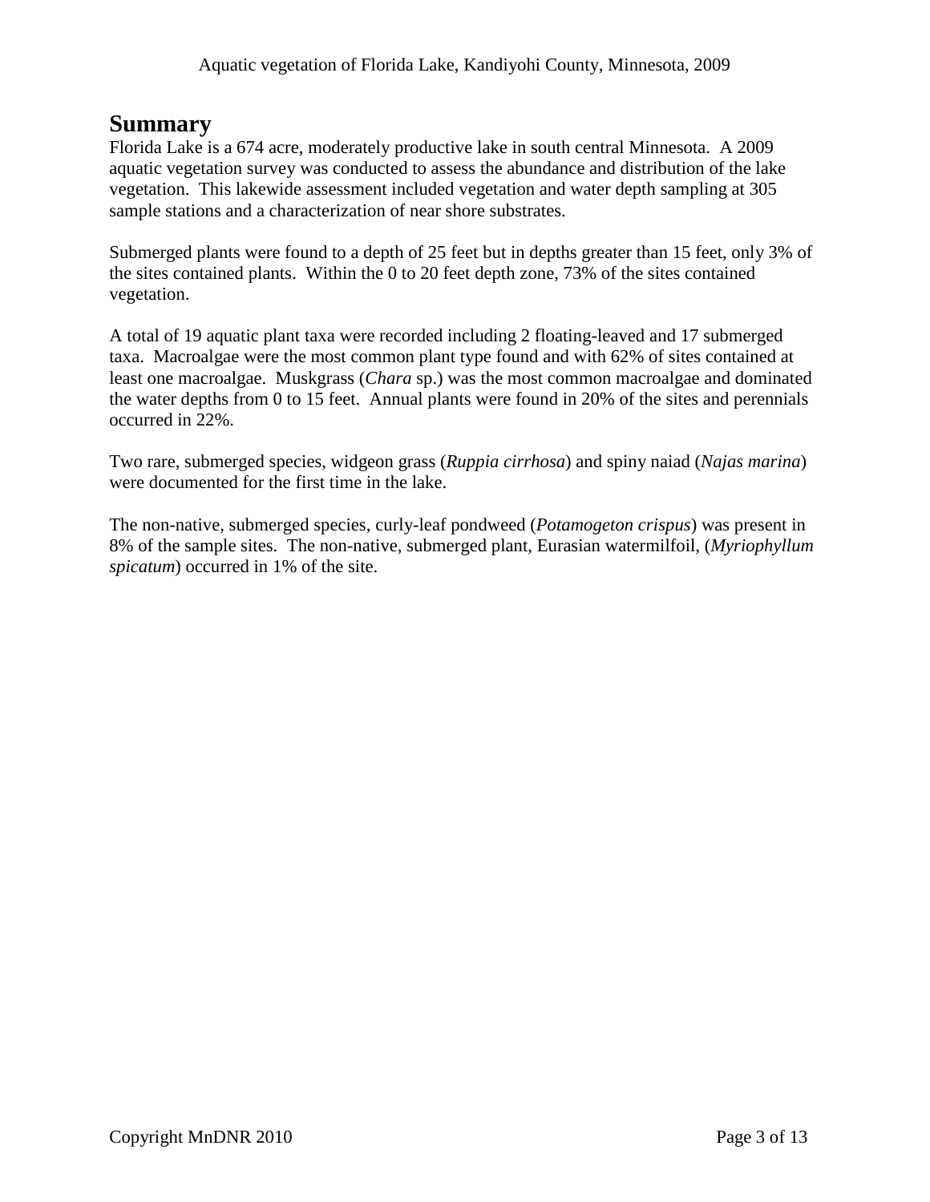## Summary

Florida Lake is a 674 acre, moderately productive lake in south central Minnesota. A 2009 aquatic vegetation survey was conducted to assess the abundance and distribution of the lake vegetation. This lakewide assessment included vegetation and water depth sampling at 305 sample stations and a characterization of near shore substrates.

Submerged plants were found to a depth of 25 feet but in depths greater than 15 feet, only 3% of the sites contained plants. Within the 0 to 20 feet depth zone, 73% of the sites contained vegetation.

A total of 19 aquatic plant taxa were recorded including 2 floating-leaved and 17 submerged taxa. Macroalgae were the most common plant type found and with 62% of sites contained at least one macroalgae. Muskgrass (*Chara* sp.) was the most common macroalgae and dominated the water depths from 0 to 15 feet. Annual plants were found in 20% of the sites and perennials occurred in 22%.

Two rare, submerged species, widgeon grass (*Ruppia cirrhosa*) and spiny naiad (*Najas marina*) were documented for the first time in the lake.

The non-native, submerged species, curly-leaf pondweed (*Potamogeton crispus*) was present in 8% of the sample sites. The non-native, submerged plant, Eurasian watermilfoil, (*Myriophyllum spicatum*) occurred in 1% of the site.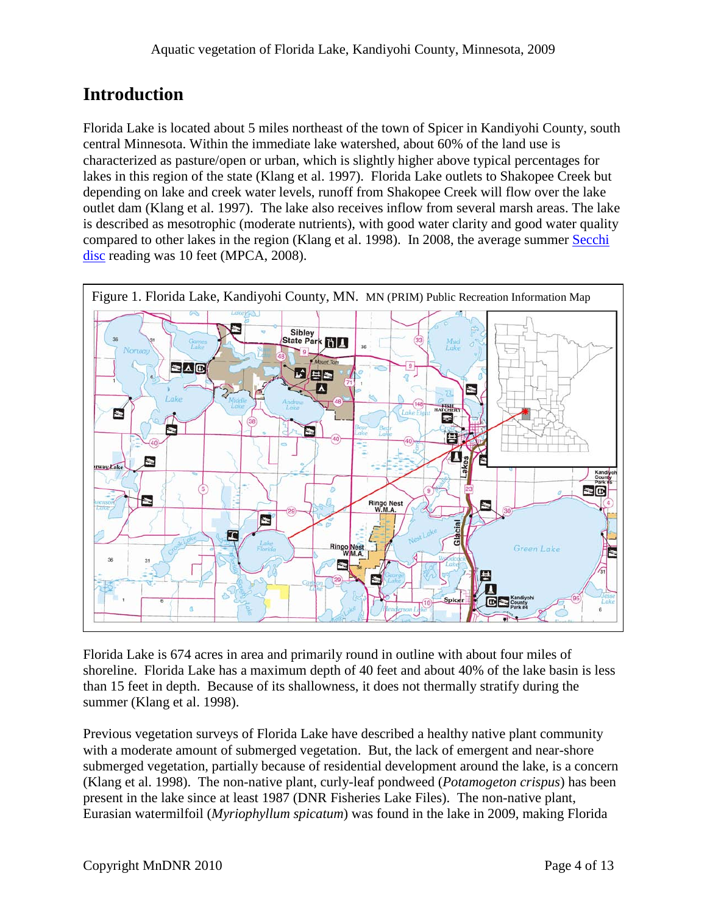## Introduction

Florida Lake is located about 5 miles northeast of the town of Spicer in Kandiyohi County, south central Minnesota. Within the immediate lake watershed, about 60% of the land use is characterized as pasture/open or urban, which is slightly higher above typical percentages for lakes in this region of the state (Klang et al. 1997). Florida Lake outlets to Shakopee Creek but depending on lake and creek water levels, runoff from Shakopee Creek will flow over the lake outlet dam (Klang et al. 1997). The lake also receives inflow from several marsh areas. The lake is described as mesotrophic (moderate nutrients), with good water clarity and good water quality compared to other lakes in the region (Klang et al. 1998). In 2008, the average summer Secchi disc reading was 10 feet (MPCA, 2008).

Figure 1. Florida Lake, Kandiyohi County, MN. MN (PRIM) Public Recreation Information Map

Florida Lake is 674 acres in area and primarily round in outline with about four miles of shoreline. Florida Lake has a maximum depth of 40 feet and about 40% of the lake basin is less than 15 feet in depth. Because of its shallowness, it does not thermally stratify during the summer (Klang et al. 1998).

Previous vegetation surveys of Florida Lake have described a healthy native plant community with a moderate amount of submerged vegetation. But, the lack of emergent and near-shore submerged vegetation, partially because of residential development around the lake, is a concern (Klang et al. 1998). The non-native plant, curly-leaf pondweed (*Potamogeton crispus*) has been present in the lake since at least 1987 (DNR Fisheries Lake Files). The non-native plant, Eurasian watermilfoil (*Myriophyllum spicatum*) was found in the lake in 2009, making Florida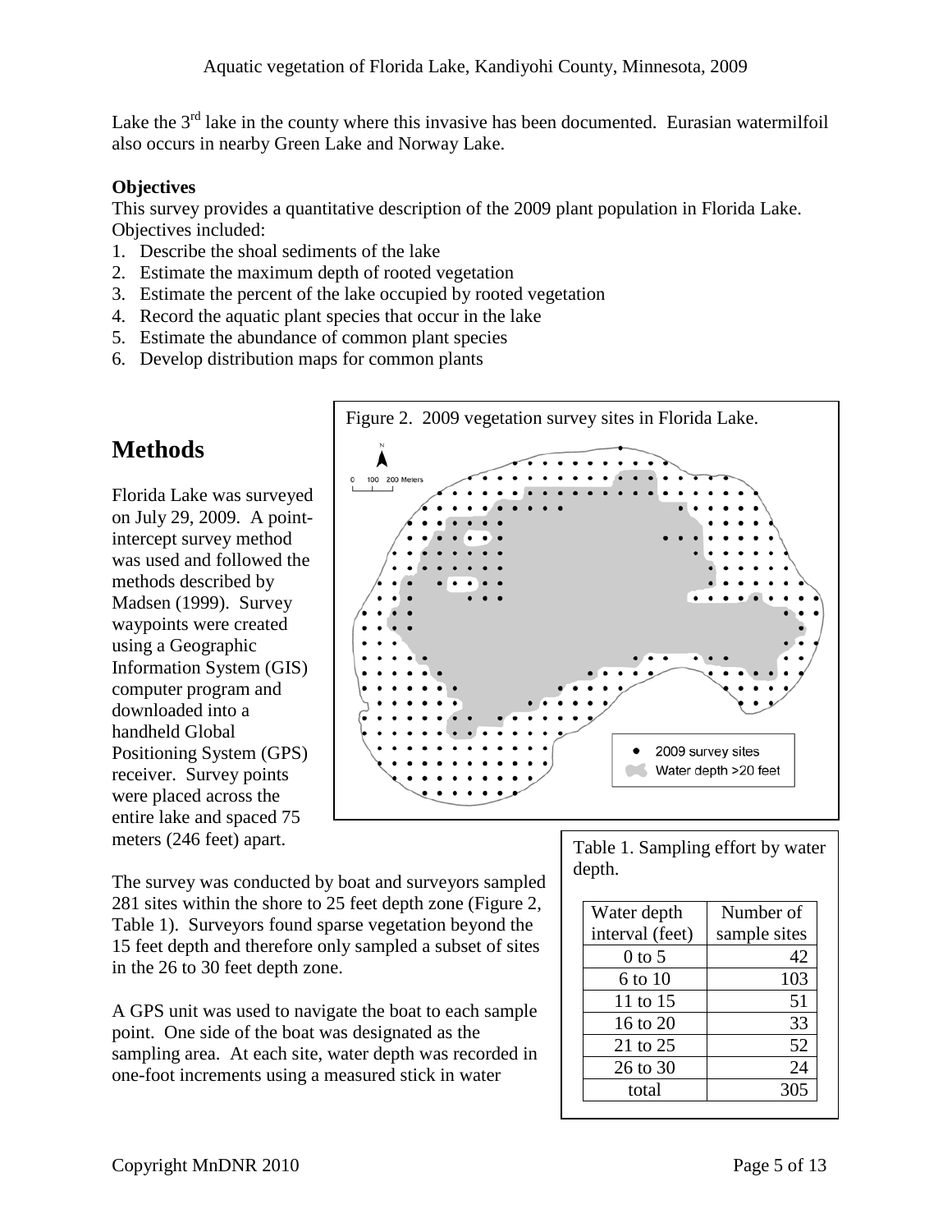Lake the 3rd lake in the county where this invasive has been documented. Eurasian watermilfoil also occurs in nearby Green Lake and Norway Lake.

**Objectives**

This survey provides a quantitative description of the 2009 plant population in Florida Lake. Objectives included:

1. Describe the shoal sediments of the lake
2. Estimate the maximum depth of rooted vegetation
3. Estimate the percent of the lake occupied by rooted vegetation
4. Record the aquatic plant species that occur in the lake
5. Estimate the abundance of common plant species
6. Develop distribution maps for common plants

# Methods

Florida Lake was surveyed on July 29, 2009. A point-intercept survey method was used and followed the methods described by Madsen (1999). Survey waypoints were created using a Geographic Information System (GIS) computer program and downloaded into a handheld Global Positioning System (GPS) receiver. Survey points were placed across the entire lake and spaced 75 meters (246 feet) apart.

Figure 2. 2009 vegetation survey sites in Florida Lake.

The survey was conducted by boat and surveyors sampled 281 sites within the shore to 25 feet depth zone (Figure 2, Table 1). Surveyors found sparse vegetation beyond the 15 feet depth and therefore only sampled a subset of sites in the 26 to 30 feet depth zone.

A GPS unit was used to navigate the boat to each sample point. One side of the boat was designated as the sampling area. At each site, water depth was recorded in one-foot increments using a measured stick in water

Table 1. Sampling effort by water depth.

| Water depth interval (feet) | Number of sample sites |
|---|---|
| 0 to 5 | 42 |
| 6 to 10 | 103 |
| 11 to 15 | 51 |
| 16 to 20 | 33 |
| 21 to 25 | 52 |
| 26 to 30 | 24 |
| total | 305 |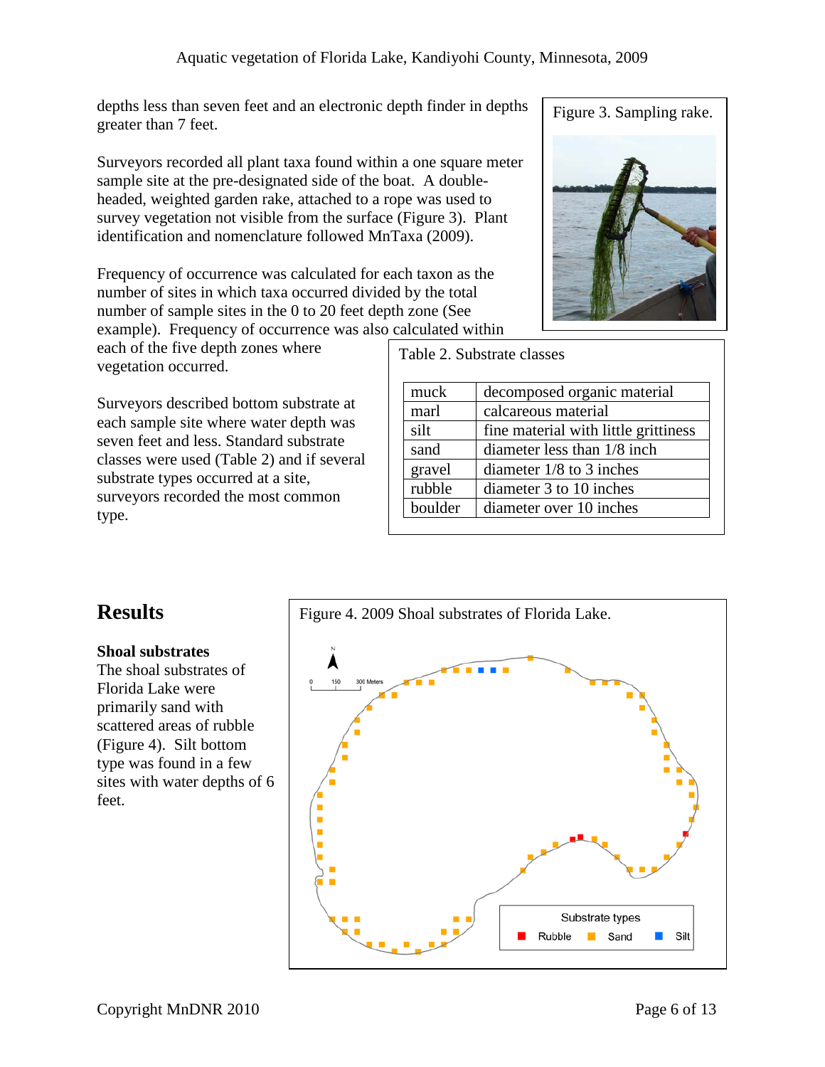depths less than seven feet and an electronic depth finder in depths greater than 7 feet.

Surveyors recorded all plant taxa found within a one square meter sample site at the pre-designated side of the boat. A double-headed, weighted garden rake, attached to a rope was used to survey vegetation not visible from the surface (Figure 3). Plant identification and nomenclature followed MnTaxa (2009).

Figure 3. Sampling rake.

Frequency of occurrence was calculated for each taxon as the number of sites in which taxa occurred divided by the total number of sample sites in the 0 to 20 feet depth zone (See example). Frequency of occurrence was also calculated within each of the five depth zones where vegetation occurred.

Surveyors described bottom substrate at each sample site where water depth was seven feet and less. Standard substrate classes were used (Table 2) and if several substrate types occurred at a site, surveyors recorded the most common type.

Table 2. Substrate classes

| | |
|---|---|
| muck | decomposed organic material |
| marl | calcareous material |
| silt | fine material with little grittiness |
| sand | diameter less than 1/8 inch |
| gravel | diameter 1/8 to 3 inches |
| rubble | diameter 3 to 10 inches |
| boulder | diameter over 10 inches |

## Results

### Shoal substrates

The shoal substrates of Florida Lake were primarily sand with scattered areas of rubble (Figure 4). Silt bottom type was found in a few sites with water depths of 6 feet.

Figure 4. 2009 Shoal substrates of Florida Lake.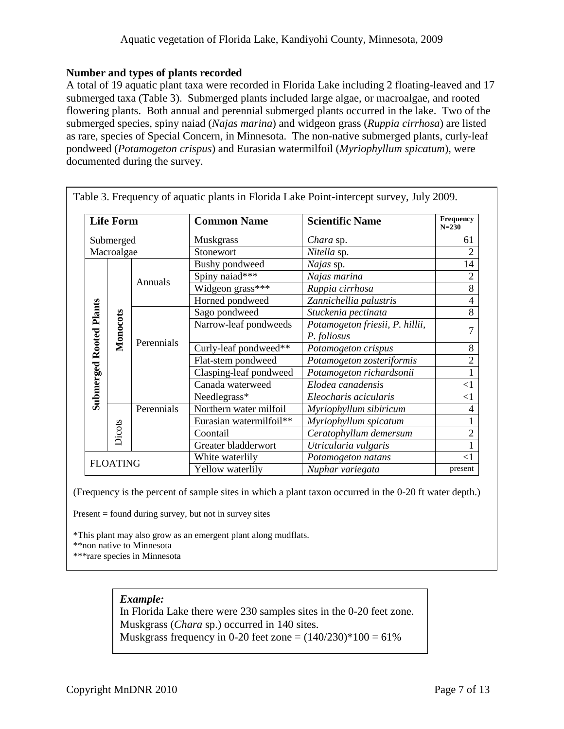## Number and types of plants recorded

A total of 19 aquatic plant taxa were recorded in Florida Lake including 2 floating-leaved and 17 submerged taxa (Table 3). Submerged plants included large algae, or macroalgae, and rooted flowering plants. Both annual and perennial submerged plants occurred in the lake. Two of the submerged species, spiny naiad (*Najas marina*) and widgeon grass (*Ruppia cirrhosa*) are listed as rare, species of Special Concern, in Minnesota. The non-native submerged plants, curly-leaf pondweed (*Potamogeton crispus*) and Eurasian watermilfoil (*Myriophyllum spicatum*), were documented during the survey.

Table 3. Frequency of aquatic plants in Florida Lake Point-intercept survey, July 2009.

| Life Form | | | Common Name | Scientific Name | Frequency N=230 |
|---|---|---|---|---|---|
| Submerged Macroalgae | | | Muskgrass | *Chara* sp. | 61 |
| | | | Stonewort | *Nitella* sp. | 2 |
| Submerged Rooted Plants | Monocots | Annuals | Bushy pondweed | *Najas* sp. | 14 |
| | | | Spiny naiad*** | *Najas marina* | 2 |
| | | | Widgeon grass*** | *Ruppia cirrhosa* | 8 |
| | | | Horned pondweed | *Zannichellia palustris* | 4 |
| | | Perennials | Sago pondweed | *Stuckenia pectinata* | 8 |
| | | | Narrow-leaf pondweeds | *Potamogeton friesii, P. hillii, P. foliosus* | 7 |
| | | | Curly-leaf pondweed** | *Potamogeton crispus* | 8 |
| | | | Flat-stem pondweed | *Potamogeton zosteriformis* | 2 |
| | | | Clasping-leaf pondweed | *Potamogeton richardsonii* | 1 |
| | | | Canada waterweed | *Elodea canadensis* | <1 |
| | | | Needlegrass* | *Eleocharis acicularis* | <1 |
| | Dicots | Perennials | Northern water milfoil | *Myriophyllum sibiricum* | 4 |
| | | | Eurasian watermilfoil** | *Myriophyllum spicatum* | 1 |
| | | | Coontail | *Ceratophyllum demersum* | 2 |
| | | | Greater bladderwort | *Utricularia vulgaris* | 1 |
| FLOATING | | | White waterlily | *Potamogeton natans* | <1 |
| | | | Yellow waterlily | *Nuphar variegata* | present |

(Frequency is the percent of sample sites in which a plant taxon occurred in the 0-20 ft water depth.)

Present = found during survey, but not in survey sites

*This plant may also grow as an emergent plant along mudflats.
**non native to Minnesota
***rare species in Minnesota

***Example:***
In Florida Lake there were 230 samples sites in the 0-20 feet zone.
Muskgrass (*Chara* sp.) occurred in 140 sites.
Muskgrass frequency in 0-20 feet zone = $(140/230)*100 = 61\%$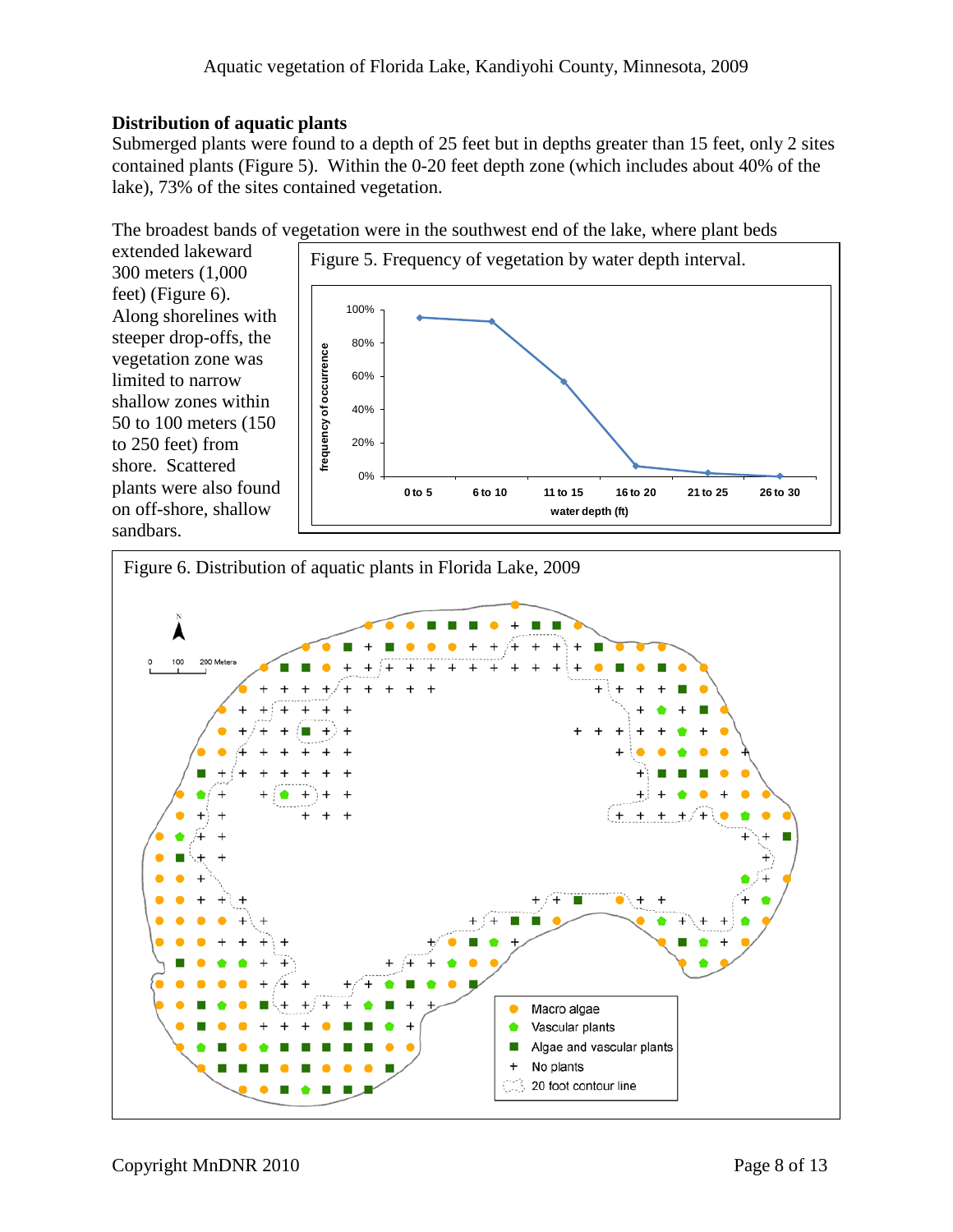## Distribution of aquatic plants

Submerged plants were found to a depth of 25 feet but in depths greater than 15 feet, only 2 sites contained plants (Figure 5). Within the 0-20 feet depth zone (which includes about 40% of the lake), 73% of the sites contained vegetation.

The broadest bands of vegetation were in the southwest end of the lake, where plant beds extended lakeward 300 meters (1,000 feet) (Figure 6). Along shorelines with steeper drop-offs, the vegetation zone was limited to narrow shallow zones within 50 to 100 meters (150 to 250 feet) from shore. Scattered plants were also found on off-shore, shallow sandbars.

Figure 5. Frequency of vegetation by water depth interval.

Figure 6. Distribution of aquatic plants in Florida Lake, 2009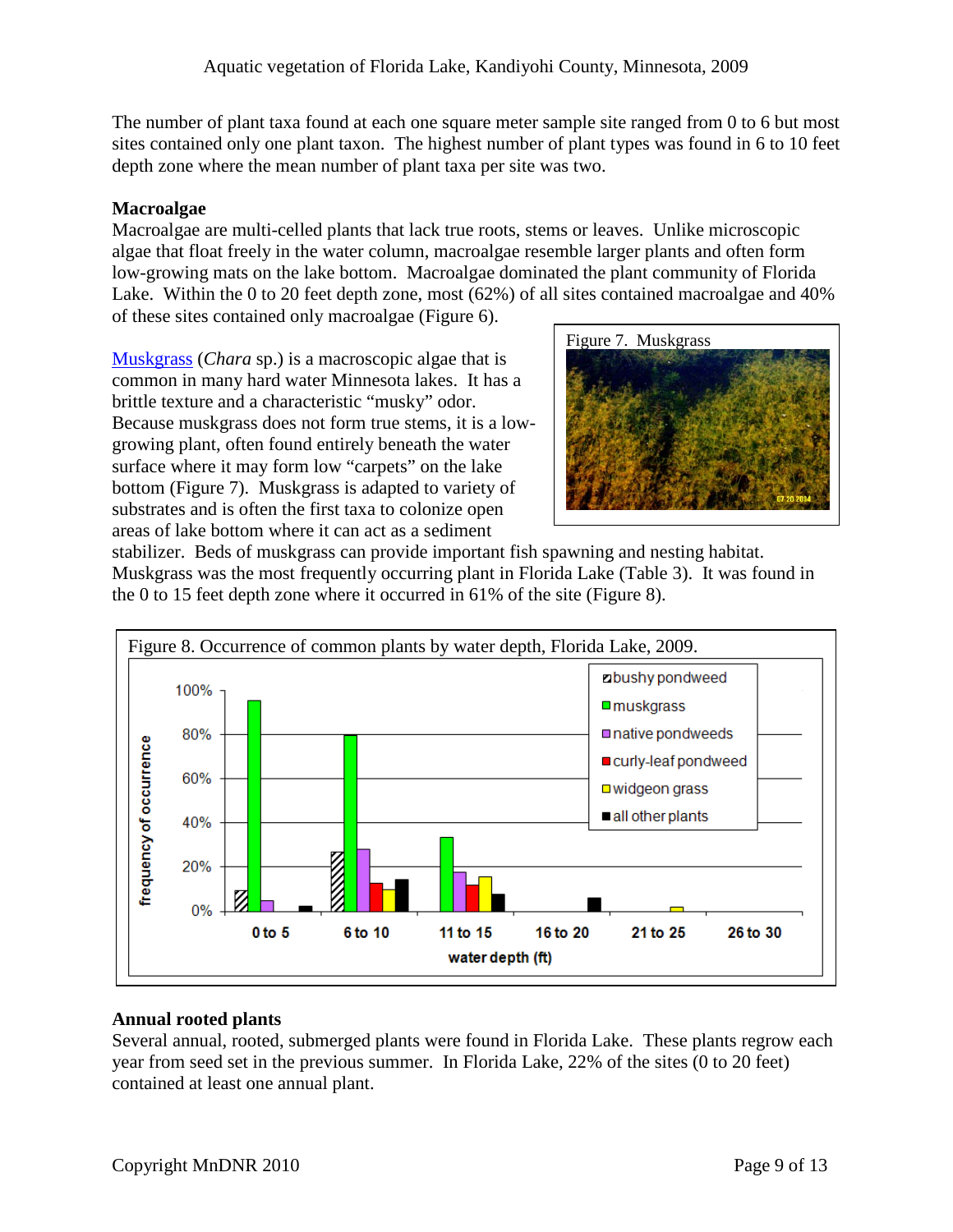The number of plant taxa found at each one square meter sample site ranged from 0 to 6 but most sites contained only one plant taxon. The highest number of plant types was found in 6 to 10 feet depth zone where the mean number of plant taxa per site was two.

### Macroalgae

Macroalgae are multi-celled plants that lack true roots, stems or leaves. Unlike microscopic algae that float freely in the water column, macroalgae resemble larger plants and often form low-growing mats on the lake bottom. Macroalgae dominated the plant community of Florida Lake. Within the 0 to 20 feet depth zone, most (62%) of all sites contained macroalgae and 40% of these sites contained only macroalgae (Figure 6).

Muskgrass (*Chara* sp.) is a macroscopic algae that is common in many hard water Minnesota lakes. It has a brittle texture and a characteristic "musky" odor. Because muskgrass does not form true stems, it is a low-growing plant, often found entirely beneath the water surface where it may form low "carpets" on the lake bottom (Figure 7). Muskgrass is adapted to variety of substrates and is often the first taxa to colonize open areas of lake bottom where it can act as a sediment stabilizer. Beds of muskgrass can provide important fish spawning and nesting habitat. Muskgrass was the most frequently occurring plant in Florida Lake (Table 3). It was found in the 0 to 15 feet depth zone where it occurred in 61% of the site (Figure 8).

Figure 7. Muskgrass

Figure 8. Occurrence of common plants by water depth, Florida Lake, 2009.

### Annual rooted plants

Several annual, rooted, submerged plants were found in Florida Lake. These plants regrow each year from seed set in the previous summer. In Florida Lake, 22% of the sites (0 to 20 feet) contained at least one annual plant.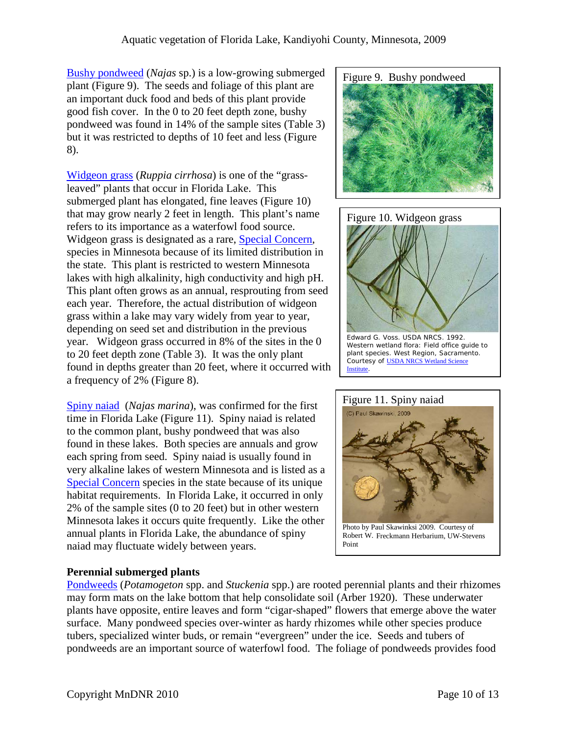Bushy pondweed (*Najas* sp.) is a low-growing submerged plant (Figure 9). The seeds and foliage of this plant are an important duck food and beds of this plant provide good fish cover. In the 0 to 20 feet depth zone, bushy pondweed was found in 14% of the sample sites (Table 3) but it was restricted to depths of 10 feet and less (Figure 8).

Figure 9. Bushy pondweed

Widgeon grass (*Ruppia cirrhosa*) is one of the "grass-leaved" plants that occur in Florida Lake. This submerged plant has elongated, fine leaves (Figure 10) that may grow nearly 2 feet in length. This plant's name refers to its importance as a waterfowl food source. Widgeon grass is designated as a rare, Special Concern, species in Minnesota because of its limited distribution in the state. This plant is restricted to western Minnesota lakes with high alkalinity, high conductivity and high pH. This plant often grows as an annual, resprouting from seed each year. Therefore, the actual distribution of widgeon grass within a lake may vary widely from year to year, depending on seed set and distribution in the previous year. Widgeon grass occurred in 8% of the sites in the 0 to 20 feet depth zone (Table 3). It was the only plant found in depths greater than 20 feet, where it occurred with a frequency of 2% (Figure 8).

Figure 10. Widgeon grass

Edward G. Voss. USDA NRCS. 1992. Western wetland flora: Field office guide to plant species. West Region, Sacramento. Courtesy of USDA NRCS Wetland Science Institute.

Spiny naiad (*Najas marina*), was confirmed for the first time in Florida Lake (Figure 11). Spiny naiad is related to the common plant, bushy pondweed that was also found in these lakes. Both species are annuals and grow each spring from seed. Spiny naiad is usually found in very alkaline lakes of western Minnesota and is listed as a Special Concern species in the state because of its unique habitat requirements. In Florida Lake, it occurred in only 2% of the sample sites (0 to 20 feet) but in other western Minnesota lakes it occurs quite frequently. Like the other annual plants in Florida Lake, the abundance of spiny naiad may fluctuate widely between years.

Figure 11. Spiny naiad

Photo by Paul Skawinksi 2009. Courtesy of Robert W. Freckmann Herbarium, UW-Stevens Point

**Perennial submerged plants**

Pondweeds (*Potamogeton* spp. and *Stuckenia* spp.) are rooted perennial plants and their rhizomes may form mats on the lake bottom that help consolidate soil (Arber 1920). These underwater plants have opposite, entire leaves and form "cigar-shaped" flowers that emerge above the water surface. Many pondweed species over-winter as hardy rhizomes while other species produce tubers, specialized winter buds, or remain "evergreen" under the ice. Seeds and tubers of pondweeds are an important source of waterfowl food. The foliage of pondweeds provides food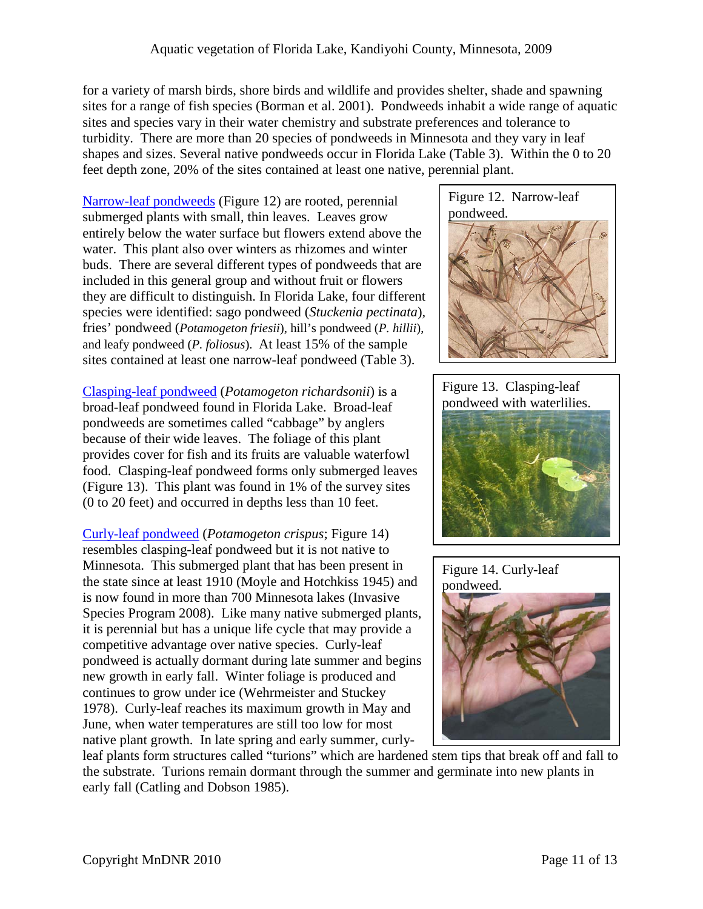for a variety of marsh birds, shore birds and wildlife and provides shelter, shade and spawning sites for a range of fish species (Borman et al. 2001). Pondweeds inhabit a wide range of aquatic sites and species vary in their water chemistry and substrate preferences and tolerance to turbidity. There are more than 20 species of pondweeds in Minnesota and they vary in leaf shapes and sizes. Several native pondweeds occur in Florida Lake (Table 3). Within the 0 to 20 feet depth zone, 20% of the sites contained at least one native, perennial plant.

Narrow-leaf pondweeds (Figure 12) are rooted, perennial submerged plants with small, thin leaves. Leaves grow entirely below the water surface but flowers extend above the water. This plant also over winters as rhizomes and winter buds. There are several different types of pondweeds that are included in this general group and without fruit or flowers they are difficult to distinguish. In Florida Lake, four different species were identified: sago pondweed (*Stuckenia pectinata*), fries' pondweed (*Potamogeton friesii*), hill's pondweed (*P. hillii*), and leafy pondweed (*P. foliosus*). At least 15% of the sample sites contained at least one narrow-leaf pondweed (Table 3).

Figure 12. Narrow-leaf pondweed.

Clasping-leaf pondweed (*Potamogeton richardsonii*) is a broad-leaf pondweed found in Florida Lake. Broad-leaf pondweeds are sometimes called "cabbage" by anglers because of their wide leaves. The foliage of this plant provides cover for fish and its fruits are valuable waterfowl food. Clasping-leaf pondweed forms only submerged leaves (Figure 13). This plant was found in 1% of the survey sites (0 to 20 feet) and occurred in depths less than 10 feet.

Figure 13. Clasping-leaf pondweed with waterlilies.

Curly-leaf pondweed (*Potamogeton crispus*; Figure 14) resembles clasping-leaf pondweed but it is not native to Minnesota. This submerged plant that has been present in the state since at least 1910 (Moyle and Hotchkiss 1945) and is now found in more than 700 Minnesota lakes (Invasive Species Program 2008). Like many native submerged plants, it is perennial but has a unique life cycle that may provide a competitive advantage over native species. Curly-leaf pondweed is actually dormant during late summer and begins new growth in early fall. Winter foliage is produced and continues to grow under ice (Wehrmeister and Stuckey 1978). Curly-leaf reaches its maximum growth in May and June, when water temperatures are still too low for most native plant growth. In late spring and early summer, curly-leaf plants form structures called "turions" which are hardened stem tips that break off and fall to the substrate. Turions remain dormant through the summer and germinate into new plants in early fall (Catling and Dobson 1985).

Figure 14. Curly-leaf pondweed.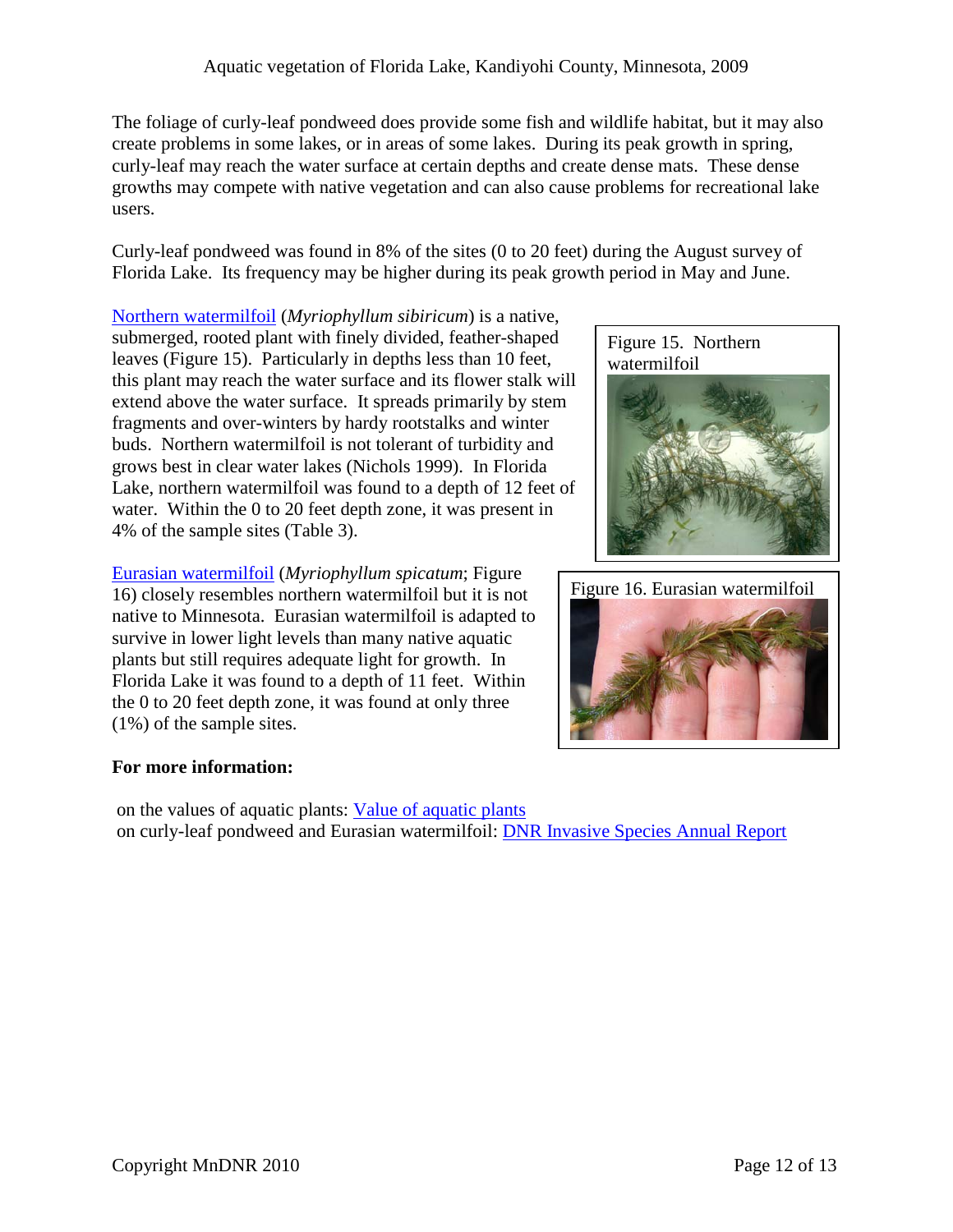The foliage of curly-leaf pondweed does provide some fish and wildlife habitat, but it may also create problems in some lakes, or in areas of some lakes. During its peak growth in spring, curly-leaf may reach the water surface at certain depths and create dense mats. These dense growths may compete with native vegetation and can also cause problems for recreational lake users.

Curly-leaf pondweed was found in 8% of the sites (0 to 20 feet) during the August survey of Florida Lake. Its frequency may be higher during its peak growth period in May and June.

Northern watermilfoil (*Myriophyllum sibiricum*) is a native, submerged, rooted plant with finely divided, feather-shaped leaves (Figure 15). Particularly in depths less than 10 feet, this plant may reach the water surface and its flower stalk will extend above the water surface. It spreads primarily by stem fragments and over-winters by hardy rootstalks and winter buds. Northern watermilfoil is not tolerant of turbidity and grows best in clear water lakes (Nichols 1999). In Florida Lake, northern watermilfoil was found to a depth of 12 feet of water. Within the 0 to 20 feet depth zone, it was present in 4% of the sample sites (Table 3).

Figure 15. Northern watermilfoil

Eurasian watermilfoil (*Myriophyllum spicatum*; Figure 16) closely resembles northern watermilfoil but it is not native to Minnesota. Eurasian watermilfoil is adapted to survive in lower light levels than many native aquatic plants but still requires adequate light for growth. In Florida Lake it was found to a depth of 11 feet. Within the 0 to 20 feet depth zone, it was found at only three (1%) of the sample sites.

Figure 16. Eurasian watermilfoil

**For more information:**

on the values of aquatic plants: Value of aquatic plants
on curly-leaf pondweed and Eurasian watermilfoil: DNR Invasive Species Annual Report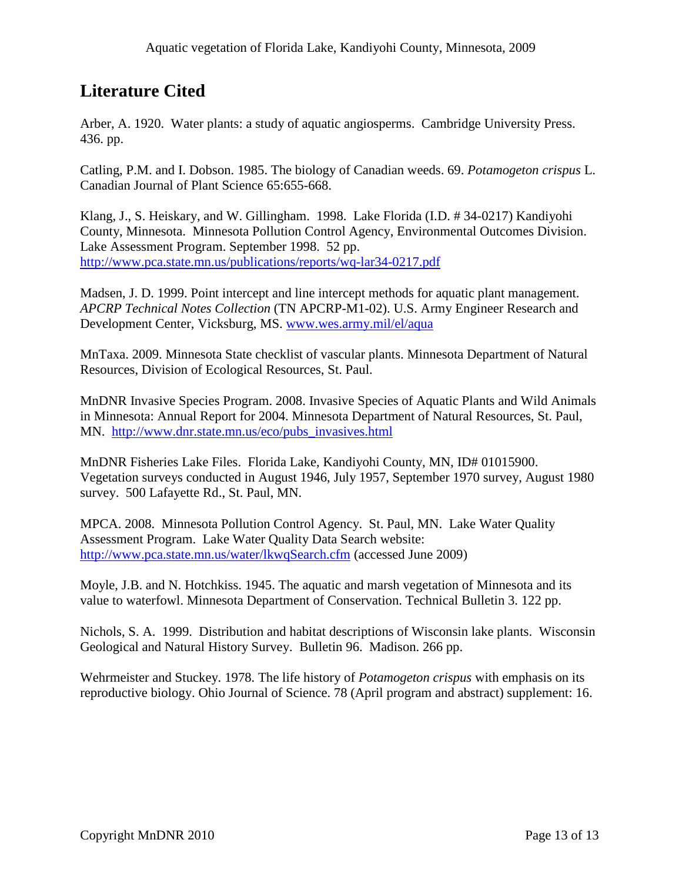## Literature Cited

Arber, A. 1920. Water plants: a study of aquatic angiosperms. Cambridge University Press. 436. pp.

Catling, P.M. and I. Dobson. 1985. The biology of Canadian weeds. 69. *Potamogeton crispus* L. Canadian Journal of Plant Science 65:655-668.

Klang, J., S. Heiskary, and W. Gillingham. 1998. Lake Florida (I.D. # 34-0217) Kandiyohi County, Minnesota. Minnesota Pollution Control Agency, Environmental Outcomes Division. Lake Assessment Program. September 1998. 52 pp. http://www.pca.state.mn.us/publications/reports/wq-lar34-0217.pdf

Madsen, J. D. 1999. Point intercept and line intercept methods for aquatic plant management. *APCRP Technical Notes Collection* (TN APCRP-M1-02). U.S. Army Engineer Research and Development Center, Vicksburg, MS. www.wes.army.mil/el/aqua

MnTaxa. 2009. Minnesota State checklist of vascular plants. Minnesota Department of Natural Resources, Division of Ecological Resources, St. Paul.

MnDNR Invasive Species Program. 2008. Invasive Species of Aquatic Plants and Wild Animals in Minnesota: Annual Report for 2004. Minnesota Department of Natural Resources, St. Paul, MN. http://www.dnr.state.mn.us/eco/pubs_invasives.html

MnDNR Fisheries Lake Files. Florida Lake, Kandiyohi County, MN, ID# 01015900. Vegetation surveys conducted in August 1946, July 1957, September 1970 survey, August 1980 survey. 500 Lafayette Rd., St. Paul, MN.

MPCA. 2008. Minnesota Pollution Control Agency. St. Paul, MN. Lake Water Quality Assessment Program. Lake Water Quality Data Search website: http://www.pca.state.mn.us/water/lkwqSearch.cfm (accessed June 2009)

Moyle, J.B. and N. Hotchkiss. 1945. The aquatic and marsh vegetation of Minnesota and its value to waterfowl. Minnesota Department of Conservation. Technical Bulletin 3. 122 pp.

Nichols, S. A. 1999. Distribution and habitat descriptions of Wisconsin lake plants. Wisconsin Geological and Natural History Survey. Bulletin 96. Madison. 266 pp.

Wehrmeister and Stuckey. 1978. The life history of *Potamogeton crispus* with emphasis on its reproductive biology. Ohio Journal of Science. 78 (April program and abstract) supplement: 16.

Copyright MnDNR 2010